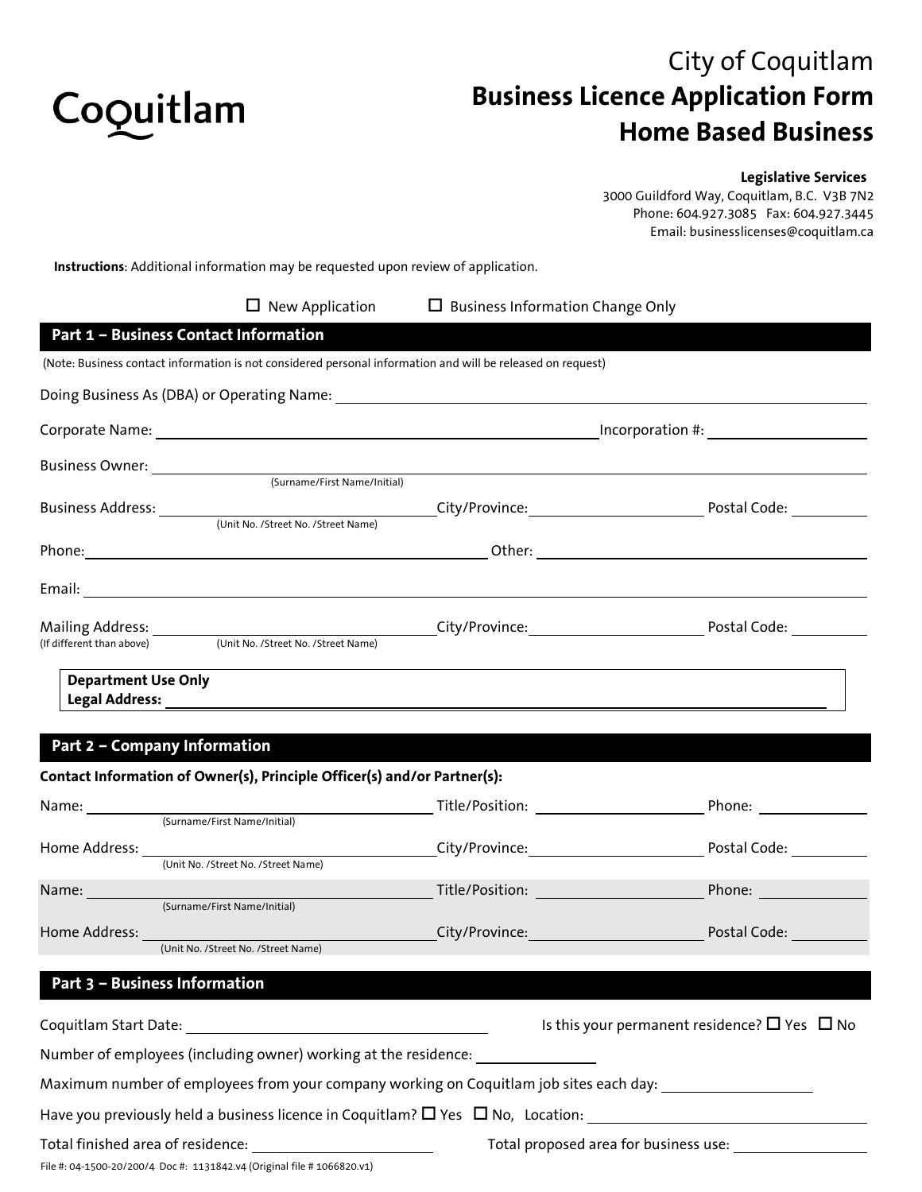Coquitlam

# City of Coquitlam
## Business Licence Application Form
## Home Based Business

**Legislative Services**
3000 Guildford Way, Coquitlam, B.C. V3B 7N2
Phone: 604.927.3085 Fax: 604.927.3445
Email: businesslicenses@coquitlam.ca

**Instructions**: Additional information may be requested upon review of application.

☐ New Application ☐ Business Information Change Only

### Part 1 – Business Contact Information

(Note: Business contact information is not considered personal information and will be released on request)

Doing Business As (DBA) or Operating Name: ______________________________

Corporate Name: ______________________________ Incorporation #: ______________

Business Owner: ______________________________
(Surname/First Name/Initial)

Business Address: ______________________________ City/Province: ______________ Postal Code: __________
(Unit No. /Street No. /Street Name)

Phone: ______________________________ Other: ______________________________

Email: ______________________________

Mailing Address: ______________________________ City/Province: ______________ Postal Code: __________
(If different than above) (Unit No. /Street No. /Street Name)

**Department Use Only**
**Legal Address:** ______________________________

### Part 2 – Company Information

**Contact Information of Owner(s), Principle Officer(s) and/or Partner(s):**

Name: ______________________________ Title/Position: ______________ Phone: __________
(Surname/First Name/Initial)

Home Address: ______________________________ City/Province: ______________ Postal Code: __________
(Unit No. /Street No. /Street Name)

Name: ______________________________ Title/Position: ______________ Phone: __________
(Surname/First Name/Initial)

Home Address: ______________________________ City/Province: ______________ Postal Code: __________
(Unit No. /Street No. /Street Name)

### Part 3 – Business Information

Coquitlam Start Date: ______________________ Is this your permanent residence? ☐ Yes ☐ No

Number of employees (including owner) working at the residence: __________

Maximum number of employees from your company working on Coquitlam job sites each day: __________

Have you previously held a business licence in Coquitlam? ☐ Yes ☐ No, Location: ______________________

Total finished area of residence: ______________ Total proposed area for business use: ______________

File #: 04-1500-20/200/4 Doc #: 1131842.v4 (Original file # 1066820.v1)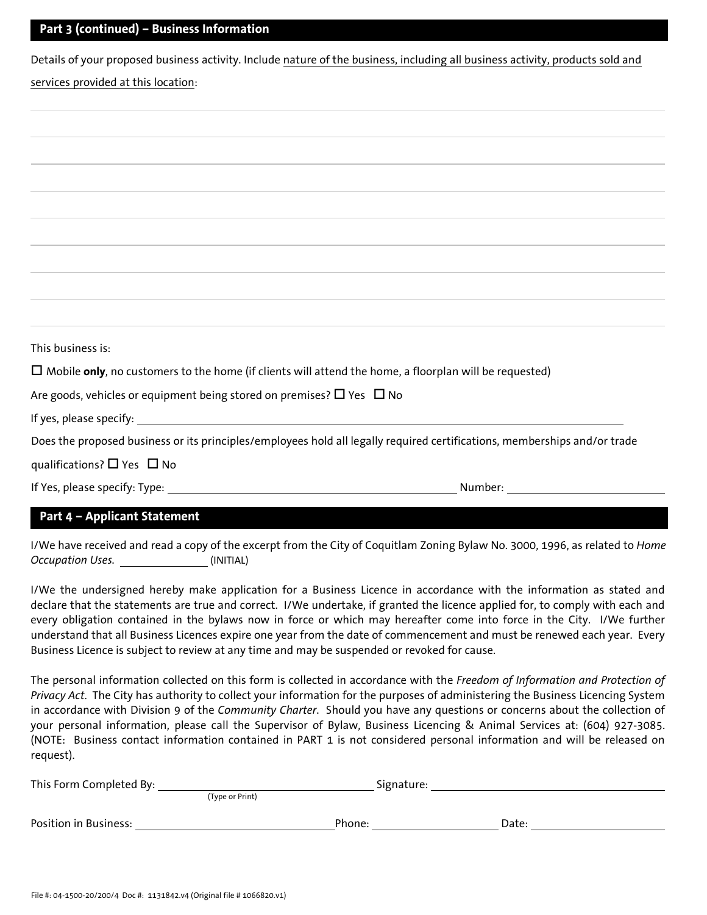## Part 3 (continued) – Business Information

Details of your proposed business activity. Include nature of the business, including all business activity, products sold and services provided at this location:

This business is:

☐ Mobile **only**, no customers to the home (if clients will attend the home, a floorplan will be requested)

Are goods, vehicles or equipment being stored on premises? ☐ Yes ☐ No

If yes, please specify: ______________________________

Does the proposed business or its principles/employees hold all legally required certifications, memberships and/or trade qualifications? ☐ Yes ☐ No

If Yes, please specify: Type: ______________________ Number: ______________

## Part 4 – Applicant Statement

I/We have received and read a copy of the excerpt from the City of Coquitlam Zoning Bylaw No. 3000, 1996, as related to *Home Occupation Uses.* ____________ (INITIAL)

I/We the undersigned hereby make application for a Business Licence in accordance with the information as stated and declare that the statements are true and correct. I/We undertake, if granted the licence applied for, to comply with each and every obligation contained in the bylaws now in force or which may hereafter come into force in the City. I/We further understand that all Business Licences expire one year from the date of commencement and must be renewed each year. Every Business Licence is subject to review at any time and may be suspended or revoked for cause.

The personal information collected on this form is collected in accordance with the *Freedom of Information and Protection of Privacy Act*. The City has authority to collect your information for the purposes of administering the Business Licencing System in accordance with Division 9 of the *Community Charter*. Should you have any questions or concerns about the collection of your personal information, please call the Supervisor of Bylaw, Business Licencing & Animal Services at: (604) 927-3085. (NOTE: Business contact information contained in PART 1 is not considered personal information and will be released on request).

This Form Completed By: ______________________ (Type or Print) Signature: ______________________

Position in Business: ______________________ Phone: ______________ Date: ______________

File #: 04-1500-20/200/4 Doc #: 1131842.v4 (Original file # 1066820.v1)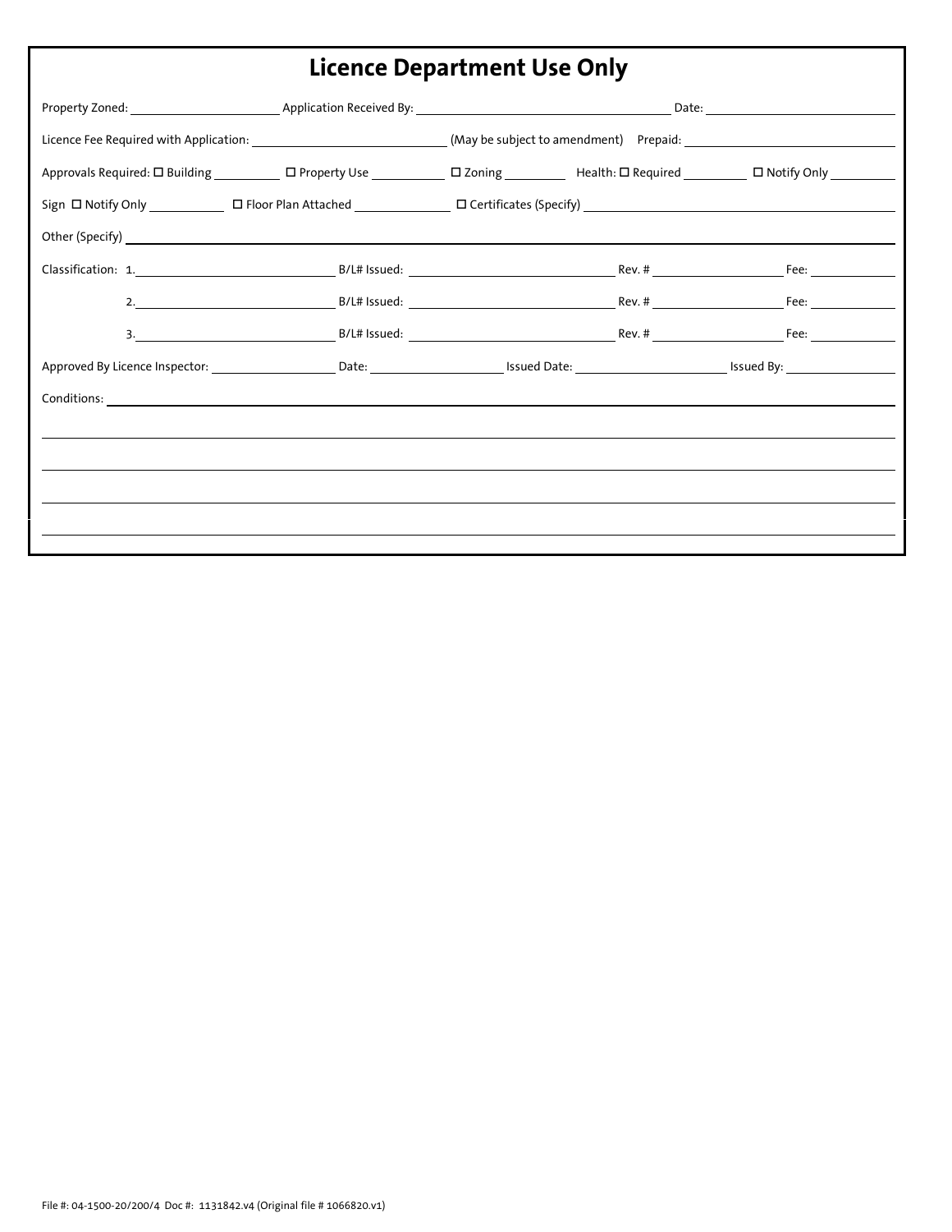## Licence Department Use Only

Property Zoned: ____________ Application Received By: ____________________ Date: ______________

Licence Fee Required with Application: ________________ (May be subject to amendment) Prepaid: ________________

Approvals Required: ☐ Building ______ ☐ Property Use ______ ☐ Zoning ______ Health: ☐ Required ______ ☐ Notify Only ______

Sign ☐ Notify Only ______ ☐ Floor Plan Attached ________ ☐ Certificates (Specify) ____________________________

Other (Specify) ______________________________________________________________________________

Classification: 1.______________ B/L# Issued: ________________ Rev. # __________ Fee: ________

2.______________ B/L# Issued: ________________ Rev. # __________ Fee: ________

3.______________ B/L# Issued: ________________ Rev. # __________ Fee: ________

Approved By Licence Inspector: ____________ Date: ____________ Issued Date: ____________ Issued By: ____________

Conditions: ___________________________________________________________________________________

_______________________________________________________________________________________________

_______________________________________________________________________________________________

_______________________________________________________________________________________________

_______________________________________________________________________________________________

File #: 04-1500-20/200/4 Doc #: 1131842.v4 (Original file # 1066820.v1)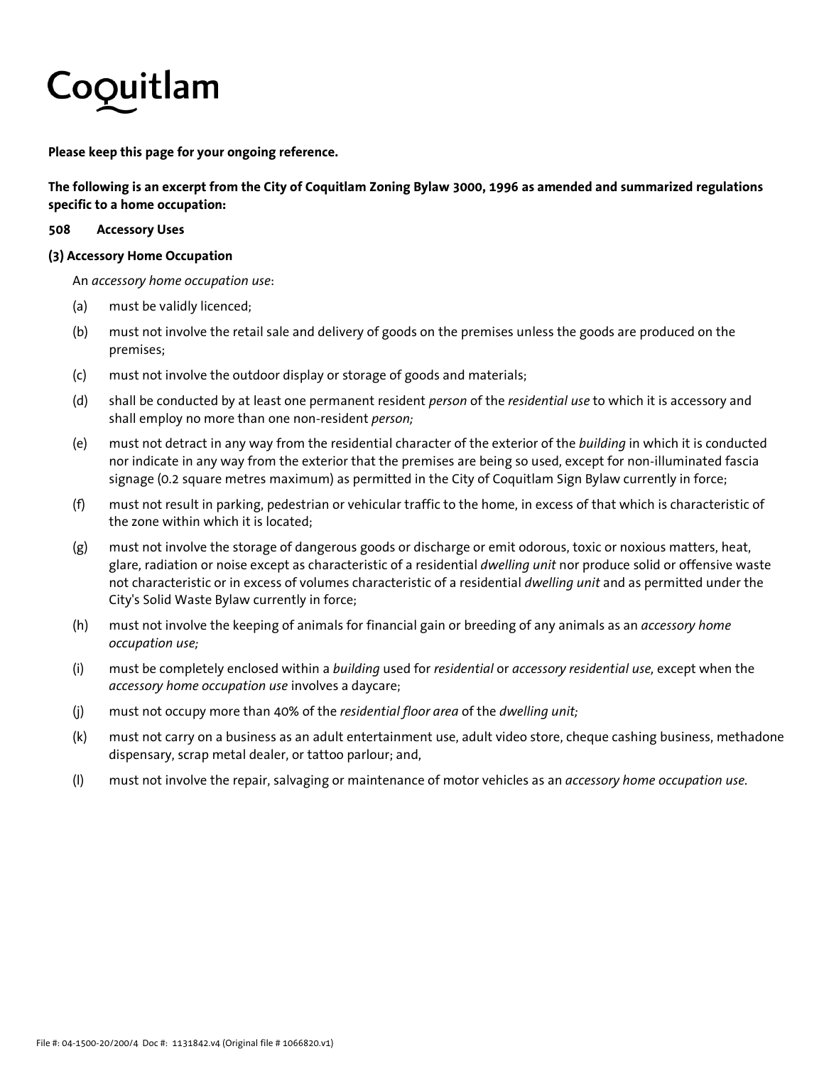Coquitlam

**Please keep this page for your ongoing reference.**

**The following is an excerpt from the City of Coquitlam Zoning Bylaw 3000, 1996 as amended and summarized regulations specific to a home occupation:**

**508 Accessory Uses**

**(3) Accessory Home Occupation**

An *accessory home occupation use*:

(a) must be validly licenced;

(b) must not involve the retail sale and delivery of goods on the premises unless the goods are produced on the premises;

(c) must not involve the outdoor display or storage of goods and materials;

(d) shall be conducted by at least one permanent resident *person* of the *residential use* to which it is accessory and shall employ no more than one non-resident *person;*

(e) must not detract in any way from the residential character of the exterior of the *building* in which it is conducted nor indicate in any way from the exterior that the premises are being so used, except for non-illuminated fascia signage (0.2 square metres maximum) as permitted in the City of Coquitlam Sign Bylaw currently in force;

(f) must not result in parking, pedestrian or vehicular traffic to the home, in excess of that which is characteristic of the zone within which it is located;

(g) must not involve the storage of dangerous goods or discharge or emit odorous, toxic or noxious matters, heat, glare, radiation or noise except as characteristic of a residential *dwelling unit* nor produce solid or offensive waste not characteristic or in excess of volumes characteristic of a residential *dwelling unit* and as permitted under the City's Solid Waste Bylaw currently in force;

(h) must not involve the keeping of animals for financial gain or breeding of any animals as an *accessory home occupation use;*

(i) must be completely enclosed within a *building* used for *residential* or *accessory residential use,* except when the *accessory home occupation use* involves a daycare;

(j) must not occupy more than 40% of the *residential floor area* of the *dwelling unit;*

(k) must not carry on a business as an adult entertainment use, adult video store, cheque cashing business, methadone dispensary, scrap metal dealer, or tattoo parlour; and,

(l) must not involve the repair, salvaging or maintenance of motor vehicles as an *accessory home occupation use.*

File #: 04-1500-20/200/4 Doc #: 1131842.v4 (Original file # 1066820.v1)